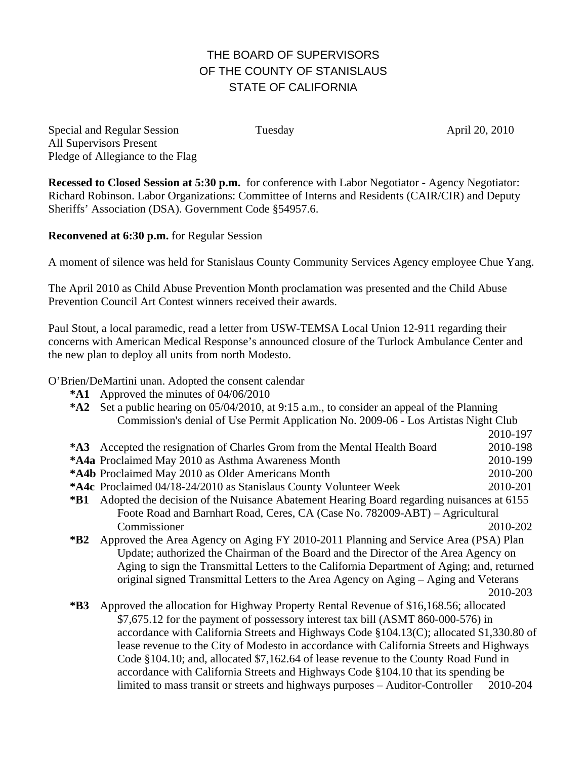# THE BOARD OF SUPERVISORS
# OF THE COUNTY OF STANISLAUS
# STATE OF CALIFORNIA

Special and Regular Session Tuesday April 20, 2010
All Supervisors Present
Pledge of Allegiance to the Flag

**Recessed to Closed Session at 5:30 p.m.** for conference with Labor Negotiator - Agency Negotiator: Richard Robinson. Labor Organizations: Committee of Interns and Residents (CAIR/CIR) and Deputy Sheriffs' Association (DSA). Government Code §54957.6.

**Reconvened at 6:30 p.m.** for Regular Session

A moment of silence was held for Stanislaus County Community Services Agency employee Chue Yang.

The April 2010 as Child Abuse Prevention Month proclamation was presented and the Child Abuse Prevention Council Art Contest winners received their awards.

Paul Stout, a local paramedic, read a letter from USW-TEMSA Local Union 12-911 regarding their concerns with American Medical Response's announced closure of the Turlock Ambulance Center and the new plan to deploy all units from north Modesto.

O'Brien/DeMartini unan. Adopted the consent calendar

- **\*A1** Approved the minutes of 04/06/2010
- **\*A2** Set a public hearing on 05/04/2010, at 9:15 a.m., to consider an appeal of the Planning Commission's denial of Use Permit Application No. 2009-06 - Los Artistas Night Club 2010-197
- **\*A3** Accepted the resignation of Charles Grom from the Mental Health Board 2010-198
- **\*A4a** Proclaimed May 2010 as Asthma Awareness Month 2010-199
- **\*A4b** Proclaimed May 2010 as Older Americans Month 2010-200
- **\*A4c** Proclaimed 04/18-24/2010 as Stanislaus County Volunteer Week 2010-201
- **\*B1** Adopted the decision of the Nuisance Abatement Hearing Board regarding nuisances at 6155 Foote Road and Barnhart Road, Ceres, CA (Case No. 782009-ABT) – Agricultural Commissioner 2010-202
- **\*B2** Approved the Area Agency on Aging FY 2010-2011 Planning and Service Area (PSA) Plan Update; authorized the Chairman of the Board and the Director of the Area Agency on Aging to sign the Transmittal Letters to the California Department of Aging; and, returned original signed Transmittal Letters to the Area Agency on Aging – Aging and Veterans 2010-203
- **\*B3** Approved the allocation for Highway Property Rental Revenue of $16,168.56; allocated $7,675.12 for the payment of possessory interest tax bill (ASMT 860-000-576) in accordance with California Streets and Highways Code §104.13(C); allocated $1,330.80 of lease revenue to the City of Modesto in accordance with California Streets and Highways Code §104.10; and, allocated $7,162.64 of lease revenue to the County Road Fund in accordance with California Streets and Highways Code §104.10 that its spending be limited to mass transit or streets and highways purposes – Auditor-Controller 2010-204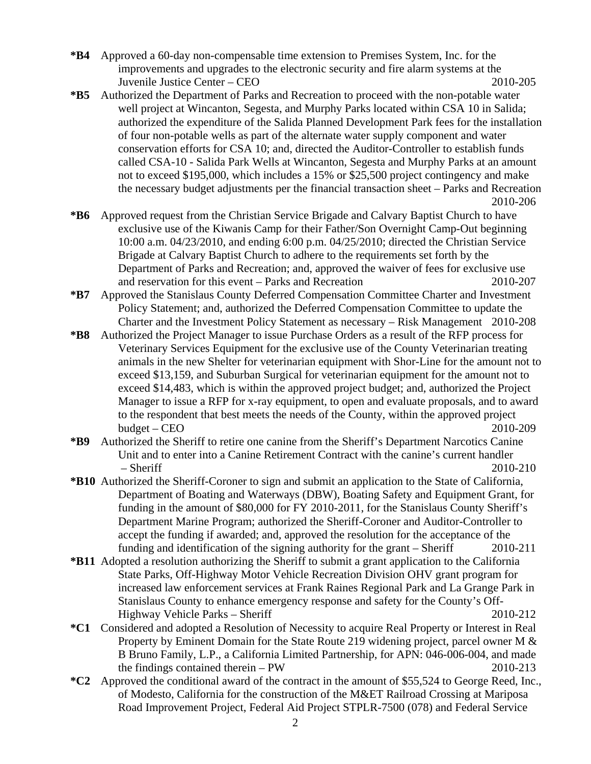**\*B4** Approved a 60-day non-compensable time extension to Premises System, Inc. for the improvements and upgrades to the electronic security and fire alarm systems at the Juvenile Justice Center – CEO 2010-205

**\*B5** Authorized the Department of Parks and Recreation to proceed with the non-potable water well project at Wincanton, Segesta, and Murphy Parks located within CSA 10 in Salida; authorized the expenditure of the Salida Planned Development Park fees for the installation of four non-potable wells as part of the alternate water supply component and water conservation efforts for CSA 10; and, directed the Auditor-Controller to establish funds called CSA-10 - Salida Park Wells at Wincanton, Segesta and Murphy Parks at an amount not to exceed $195,000, which includes a 15% or $25,500 project contingency and make the necessary budget adjustments per the financial transaction sheet – Parks and Recreation 2010-206

**\*B6** Approved request from the Christian Service Brigade and Calvary Baptist Church to have exclusive use of the Kiwanis Camp for their Father/Son Overnight Camp-Out beginning 10:00 a.m. 04/23/2010, and ending 6:00 p.m. 04/25/2010; directed the Christian Service Brigade at Calvary Baptist Church to adhere to the requirements set forth by the Department of Parks and Recreation; and, approved the waiver of fees for exclusive use and reservation for this event – Parks and Recreation 2010-207

**\*B7** Approved the Stanislaus County Deferred Compensation Committee Charter and Investment Policy Statement; and, authorized the Deferred Compensation Committee to update the Charter and the Investment Policy Statement as necessary – Risk Management 2010-208

**\*B8** Authorized the Project Manager to issue Purchase Orders as a result of the RFP process for Veterinary Services Equipment for the exclusive use of the County Veterinarian treating animals in the new Shelter for veterinarian equipment with Shor-Line for the amount not to exceed $13,159, and Suburban Surgical for veterinarian equipment for the amount not to exceed $14,483, which is within the approved project budget; and, authorized the Project Manager to issue a RFP for x-ray equipment, to open and evaluate proposals, and to award to the respondent that best meets the needs of the County, within the approved project budget – CEO 2010-209

**\*B9** Authorized the Sheriff to retire one canine from the Sheriff's Department Narcotics Canine Unit and to enter into a Canine Retirement Contract with the canine's current handler – Sheriff 2010-210

**\*B10** Authorized the Sheriff-Coroner to sign and submit an application to the State of California, Department of Boating and Waterways (DBW), Boating Safety and Equipment Grant, for funding in the amount of $80,000 for FY 2010-2011, for the Stanislaus County Sheriff's Department Marine Program; authorized the Sheriff-Coroner and Auditor-Controller to accept the funding if awarded; and, approved the resolution for the acceptance of the funding and identification of the signing authority for the grant – Sheriff 2010-211

**\*B11** Adopted a resolution authorizing the Sheriff to submit a grant application to the California State Parks, Off-Highway Motor Vehicle Recreation Division OHV grant program for increased law enforcement services at Frank Raines Regional Park and La Grange Park in Stanislaus County to enhance emergency response and safety for the County's Off-Highway Vehicle Parks – Sheriff 2010-212

**\*C1** Considered and adopted a Resolution of Necessity to acquire Real Property or Interest in Real Property by Eminent Domain for the State Route 219 widening project, parcel owner M & B Bruno Family, L.P., a California Limited Partnership, for APN: 046-006-004, and made the findings contained therein – PW 2010-213

**\*C2** Approved the conditional award of the contract in the amount of $55,524 to George Reed, Inc., of Modesto, California for the construction of the M&ET Railroad Crossing at Mariposa Road Improvement Project, Federal Aid Project STPLR-7500 (078) and Federal Service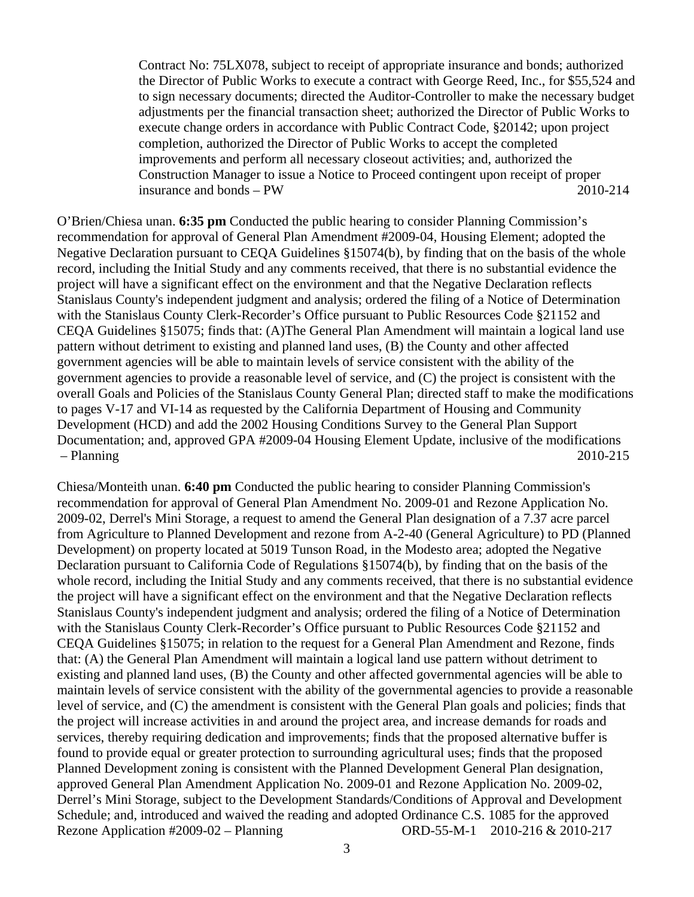Contract No: 75LX078, subject to receipt of appropriate insurance and bonds; authorized the Director of Public Works to execute a contract with George Reed, Inc., for $55,524 and to sign necessary documents; directed the Auditor-Controller to make the necessary budget adjustments per the financial transaction sheet; authorized the Director of Public Works to execute change orders in accordance with Public Contract Code, §20142; upon project completion, authorized the Director of Public Works to accept the completed improvements and perform all necessary closeout activities; and, authorized the Construction Manager to issue a Notice to Proceed contingent upon receipt of proper insurance and bonds – PW 2010-214

O'Brien/Chiesa unan. **6:35 pm** Conducted the public hearing to consider Planning Commission's recommendation for approval of General Plan Amendment #2009-04, Housing Element; adopted the Negative Declaration pursuant to CEQA Guidelines §15074(b), by finding that on the basis of the whole record, including the Initial Study and any comments received, that there is no substantial evidence the project will have a significant effect on the environment and that the Negative Declaration reflects Stanislaus County's independent judgment and analysis; ordered the filing of a Notice of Determination with the Stanislaus County Clerk-Recorder's Office pursuant to Public Resources Code §21152 and CEQA Guidelines §15075; finds that: (A)The General Plan Amendment will maintain a logical land use pattern without detriment to existing and planned land uses, (B) the County and other affected government agencies will be able to maintain levels of service consistent with the ability of the government agencies to provide a reasonable level of service, and (C) the project is consistent with the overall Goals and Policies of the Stanislaus County General Plan; directed staff to make the modifications to pages V-17 and VI-14 as requested by the California Department of Housing and Community Development (HCD) and add the 2002 Housing Conditions Survey to the General Plan Support Documentation; and, approved GPA #2009-04 Housing Element Update, inclusive of the modifications – Planning 2010-215

Chiesa/Monteith unan. **6:40 pm** Conducted the public hearing to consider Planning Commission's recommendation for approval of General Plan Amendment No. 2009-01 and Rezone Application No. 2009-02, Derrel's Mini Storage, a request to amend the General Plan designation of a 7.37 acre parcel from Agriculture to Planned Development and rezone from A-2-40 (General Agriculture) to PD (Planned Development) on property located at 5019 Tunson Road, in the Modesto area; adopted the Negative Declaration pursuant to California Code of Regulations §15074(b), by finding that on the basis of the whole record, including the Initial Study and any comments received, that there is no substantial evidence the project will have a significant effect on the environment and that the Negative Declaration reflects Stanislaus County's independent judgment and analysis; ordered the filing of a Notice of Determination with the Stanislaus County Clerk-Recorder's Office pursuant to Public Resources Code §21152 and CEQA Guidelines §15075; in relation to the request for a General Plan Amendment and Rezone, finds that: (A) the General Plan Amendment will maintain a logical land use pattern without detriment to existing and planned land uses, (B) the County and other affected governmental agencies will be able to maintain levels of service consistent with the ability of the governmental agencies to provide a reasonable level of service, and (C) the amendment is consistent with the General Plan goals and policies; finds that the project will increase activities in and around the project area, and increase demands for roads and services, thereby requiring dedication and improvements; finds that the proposed alternative buffer is found to provide equal or greater protection to surrounding agricultural uses; finds that the proposed Planned Development zoning is consistent with the Planned Development General Plan designation, approved General Plan Amendment Application No. 2009-01 and Rezone Application No. 2009-02, Derrel's Mini Storage, subject to the Development Standards/Conditions of Approval and Development Schedule; and, introduced and waived the reading and adopted Ordinance C.S. 1085 for the approved Rezone Application #2009-02 – Planning ORD-55-M-1 2010-216 & 2010-217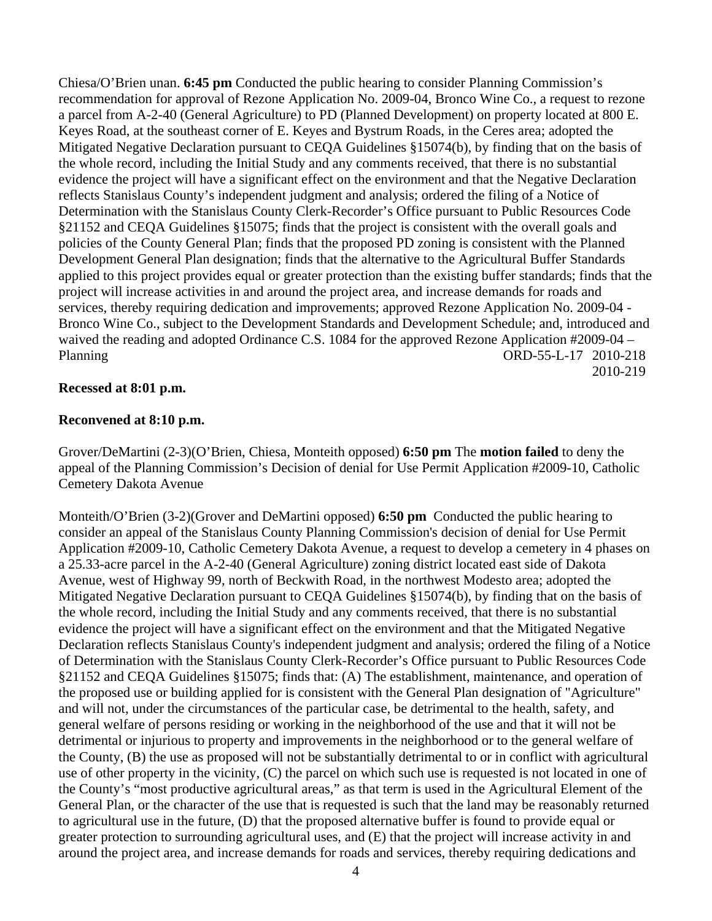Chiesa/O'Brien unan. **6:45 pm** Conducted the public hearing to consider Planning Commission's recommendation for approval of Rezone Application No. 2009-04, Bronco Wine Co., a request to rezone a parcel from A-2-40 (General Agriculture) to PD (Planned Development) on property located at 800 E. Keyes Road, at the southeast corner of E. Keyes and Bystrum Roads, in the Ceres area; adopted the Mitigated Negative Declaration pursuant to CEQA Guidelines §15074(b), by finding that on the basis of the whole record, including the Initial Study and any comments received, that there is no substantial evidence the project will have a significant effect on the environment and that the Negative Declaration reflects Stanislaus County's independent judgment and analysis; ordered the filing of a Notice of Determination with the Stanislaus County Clerk-Recorder's Office pursuant to Public Resources Code §21152 and CEQA Guidelines §15075; finds that the project is consistent with the overall goals and policies of the County General Plan; finds that the proposed PD zoning is consistent with the Planned Development General Plan designation; finds that the alternative to the Agricultural Buffer Standards applied to this project provides equal or greater protection than the existing buffer standards; finds that the project will increase activities in and around the project area, and increase demands for roads and services, thereby requiring dedication and improvements; approved Rezone Application No. 2009-04 - Bronco Wine Co., subject to the Development Standards and Development Schedule; and, introduced and waived the reading and adopted Ordinance C.S. 1084 for the approved Rezone Application #2009-04 – Planning ORD-55-L-17 2010-218 2010-219

**Recessed at 8:01 p.m.**

**Reconvened at 8:10 p.m.**

Grover/DeMartini (2-3)(O'Brien, Chiesa, Monteith opposed) **6:50 pm** The **motion failed** to deny the appeal of the Planning Commission's Decision of denial for Use Permit Application #2009-10, Catholic Cemetery Dakota Avenue

Monteith/O'Brien (3-2)(Grover and DeMartini opposed) **6:50 pm** Conducted the public hearing to consider an appeal of the Stanislaus County Planning Commission's decision of denial for Use Permit Application #2009-10, Catholic Cemetery Dakota Avenue, a request to develop a cemetery in 4 phases on a 25.33-acre parcel in the A-2-40 (General Agriculture) zoning district located east side of Dakota Avenue, west of Highway 99, north of Beckwith Road, in the northwest Modesto area; adopted the Mitigated Negative Declaration pursuant to CEQA Guidelines §15074(b), by finding that on the basis of the whole record, including the Initial Study and any comments received, that there is no substantial evidence the project will have a significant effect on the environment and that the Mitigated Negative Declaration reflects Stanislaus County's independent judgment and analysis; ordered the filing of a Notice of Determination with the Stanislaus County Clerk-Recorder's Office pursuant to Public Resources Code §21152 and CEQA Guidelines §15075; finds that: (A) The establishment, maintenance, and operation of the proposed use or building applied for is consistent with the General Plan designation of "Agriculture" and will not, under the circumstances of the particular case, be detrimental to the health, safety, and general welfare of persons residing or working in the neighborhood of the use and that it will not be detrimental or injurious to property and improvements in the neighborhood or to the general welfare of the County, (B) the use as proposed will not be substantially detrimental to or in conflict with agricultural use of other property in the vicinity, (C) the parcel on which such use is requested is not located in one of the County's "most productive agricultural areas," as that term is used in the Agricultural Element of the General Plan, or the character of the use that is requested is such that the land may be reasonably returned to agricultural use in the future, (D) that the proposed alternative buffer is found to provide equal or greater protection to surrounding agricultural uses, and (E) that the project will increase activity in and around the project area, and increase demands for roads and services, thereby requiring dedications and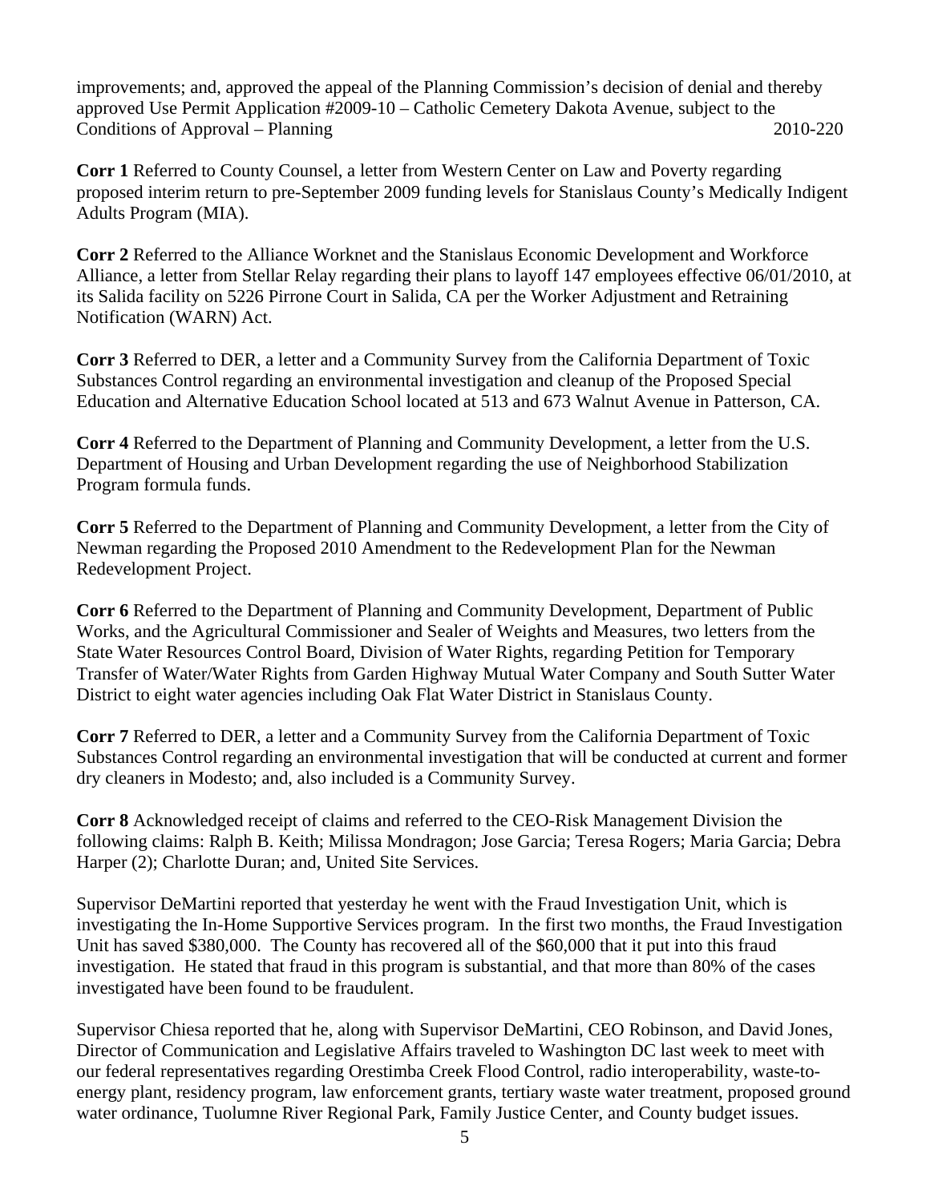improvements; and, approved the appeal of the Planning Commission's decision of denial and thereby approved Use Permit Application #2009-10 – Catholic Cemetery Dakota Avenue, subject to the Conditions of Approval – Planning 2010-220

**Corr 1** Referred to County Counsel, a letter from Western Center on Law and Poverty regarding proposed interim return to pre-September 2009 funding levels for Stanislaus County's Medically Indigent Adults Program (MIA).

**Corr 2** Referred to the Alliance Worknet and the Stanislaus Economic Development and Workforce Alliance, a letter from Stellar Relay regarding their plans to layoff 147 employees effective 06/01/2010, at its Salida facility on 5226 Pirrone Court in Salida, CA per the Worker Adjustment and Retraining Notification (WARN) Act.

**Corr 3** Referred to DER, a letter and a Community Survey from the California Department of Toxic Substances Control regarding an environmental investigation and cleanup of the Proposed Special Education and Alternative Education School located at 513 and 673 Walnut Avenue in Patterson, CA.

**Corr 4** Referred to the Department of Planning and Community Development, a letter from the U.S. Department of Housing and Urban Development regarding the use of Neighborhood Stabilization Program formula funds.

**Corr 5** Referred to the Department of Planning and Community Development, a letter from the City of Newman regarding the Proposed 2010 Amendment to the Redevelopment Plan for the Newman Redevelopment Project.

**Corr 6** Referred to the Department of Planning and Community Development, Department of Public Works, and the Agricultural Commissioner and Sealer of Weights and Measures, two letters from the State Water Resources Control Board, Division of Water Rights, regarding Petition for Temporary Transfer of Water/Water Rights from Garden Highway Mutual Water Company and South Sutter Water District to eight water agencies including Oak Flat Water District in Stanislaus County.

**Corr 7** Referred to DER, a letter and a Community Survey from the California Department of Toxic Substances Control regarding an environmental investigation that will be conducted at current and former dry cleaners in Modesto; and, also included is a Community Survey.

**Corr 8** Acknowledged receipt of claims and referred to the CEO-Risk Management Division the following claims: Ralph B. Keith; Milissa Mondragon; Jose Garcia; Teresa Rogers; Maria Garcia; Debra Harper (2); Charlotte Duran; and, United Site Services.

Supervisor DeMartini reported that yesterday he went with the Fraud Investigation Unit, which is investigating the In-Home Supportive Services program. In the first two months, the Fraud Investigation Unit has saved $380,000. The County has recovered all of the $60,000 that it put into this fraud investigation. He stated that fraud in this program is substantial, and that more than 80% of the cases investigated have been found to be fraudulent.

Supervisor Chiesa reported that he, along with Supervisor DeMartini, CEO Robinson, and David Jones, Director of Communication and Legislative Affairs traveled to Washington DC last week to meet with our federal representatives regarding Orestimba Creek Flood Control, radio interoperability, waste-to-energy plant, residency program, law enforcement grants, tertiary waste water treatment, proposed ground water ordinance, Tuolumne River Regional Park, Family Justice Center, and County budget issues.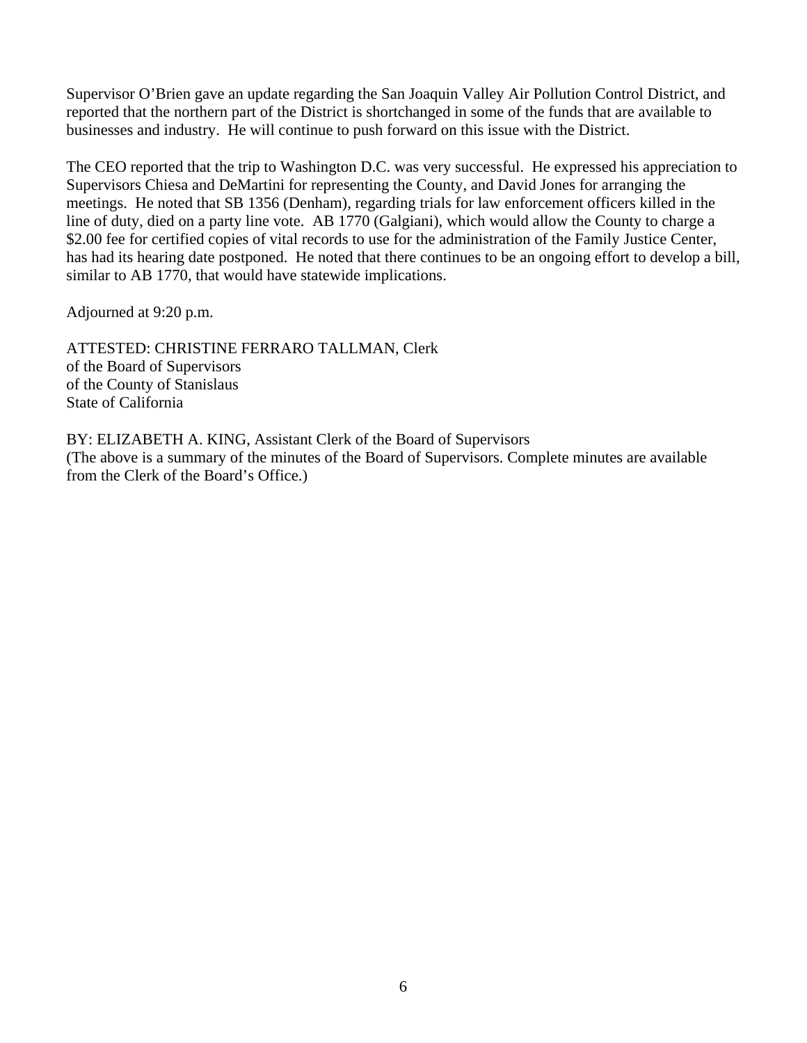Supervisor O'Brien gave an update regarding the San Joaquin Valley Air Pollution Control District, and reported that the northern part of the District is shortchanged in some of the funds that are available to businesses and industry. He will continue to push forward on this issue with the District.

The CEO reported that the trip to Washington D.C. was very successful. He expressed his appreciation to Supervisors Chiesa and DeMartini for representing the County, and David Jones for arranging the meetings. He noted that SB 1356 (Denham), regarding trials for law enforcement officers killed in the line of duty, died on a party line vote. AB 1770 (Galgiani), which would allow the County to charge a $2.00 fee for certified copies of vital records to use for the administration of the Family Justice Center, has had its hearing date postponed. He noted that there continues to be an ongoing effort to develop a bill, similar to AB 1770, that would have statewide implications.

Adjourned at 9:20 p.m.

ATTESTED: CHRISTINE FERRARO TALLMAN, Clerk
of the Board of Supervisors
of the County of Stanislaus
State of California

BY: ELIZABETH A. KING, Assistant Clerk of the Board of Supervisors
(The above is a summary of the minutes of the Board of Supervisors. Complete minutes are available from the Clerk of the Board's Office.)